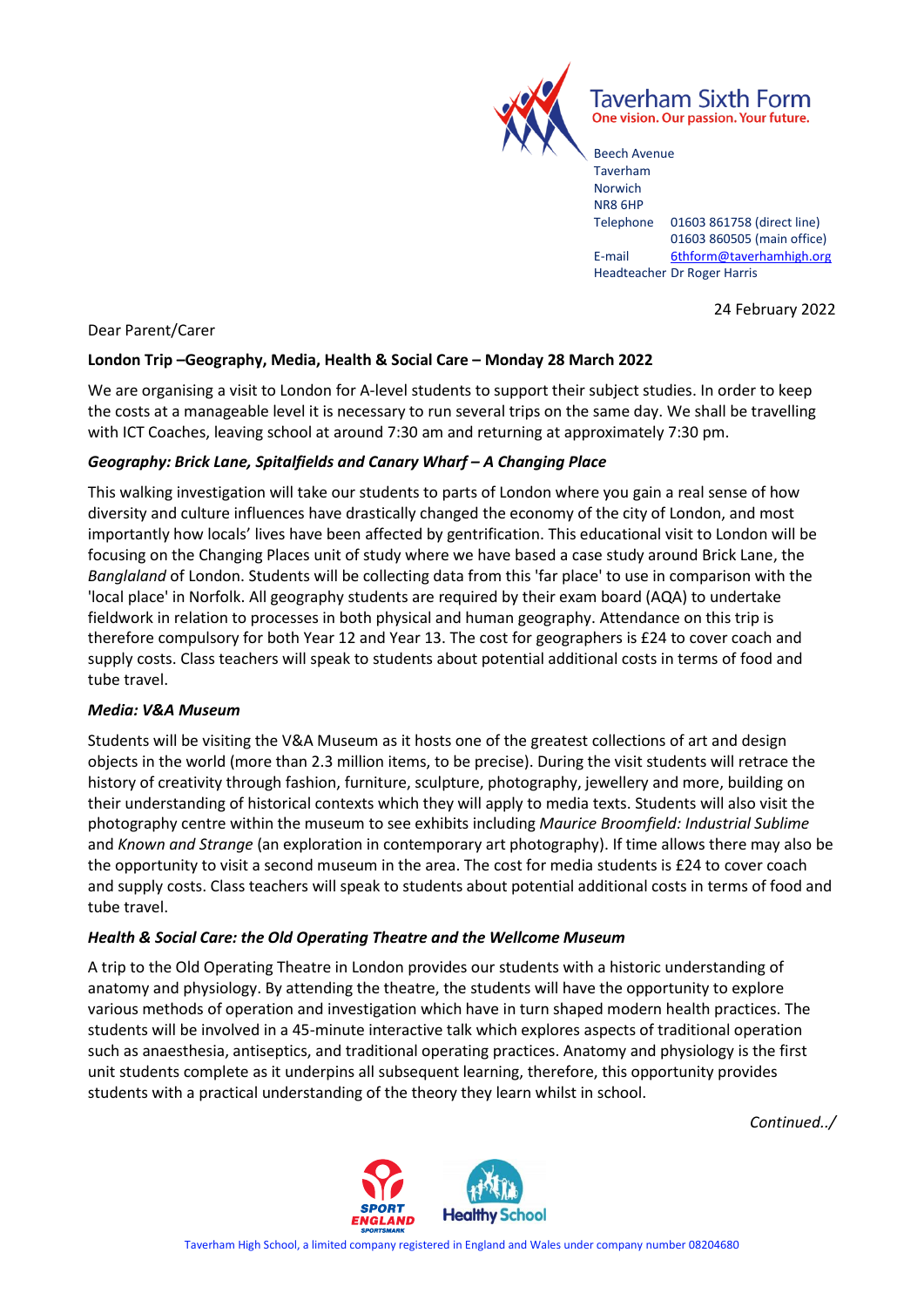Taverham Sixth Form
One vision. Our passion. Your future.

Beech Avenue
Taverham
Norwich
NR8 6HP
Telephone 01603 861758 (direct line)
01603 860505 (main office)
E-mail 6thform@taverhamhigh.org
Headteacher Dr Roger Harris

24 February 2022

Dear Parent/Carer

**London Trip –Geography, Media, Health & Social Care – Monday 28 March 2022**

We are organising a visit to London for A-level students to support their subject studies. In order to keep the costs at a manageable level it is necessary to run several trips on the same day. We shall be travelling with ICT Coaches, leaving school at around 7:30 am and returning at approximately 7:30 pm.

***Geography: Brick Lane, Spitalfields and Canary Wharf – A Changing Place***

This walking investigation will take our students to parts of London where you gain a real sense of how diversity and culture influences have drastically changed the economy of the city of London, and most importantly how locals' lives have been affected by gentrification. This educational visit to London will be focusing on the Changing Places unit of study where we have based a case study around Brick Lane, the *Banglaland* of London. Students will be collecting data from this 'far place' to use in comparison with the 'local place' in Norfolk. All geography students are required by their exam board (AQA) to undertake fieldwork in relation to processes in both physical and human geography. Attendance on this trip is therefore compulsory for both Year 12 and Year 13. The cost for geographers is £24 to cover coach and supply costs. Class teachers will speak to students about potential additional costs in terms of food and tube travel.

***Media: V&A Museum***

Students will be visiting the V&A Museum as it hosts one of the greatest collections of art and design objects in the world (more than 2.3 million items, to be precise). During the visit students will retrace the history of creativity through fashion, furniture, sculpture, photography, jewellery and more, building on their understanding of historical contexts which they will apply to media texts. Students will also visit the photography centre within the museum to see exhibits including *Maurice Broomfield: Industrial Sublime* and *Known and Strange* (an exploration in contemporary art photography). If time allows there may also be the opportunity to visit a second museum in the area. The cost for media students is £24 to cover coach and supply costs. Class teachers will speak to students about potential additional costs in terms of food and tube travel.

***Health & Social Care: the Old Operating Theatre and the Wellcome Museum***

A trip to the Old Operating Theatre in London provides our students with a historic understanding of anatomy and physiology. By attending the theatre, the students will have the opportunity to explore various methods of operation and investigation which have in turn shaped modern health practices. The students will be involved in a 45-minute interactive talk which explores aspects of traditional operation such as anaesthesia, antiseptics, and traditional operating practices. Anatomy and physiology is the first unit students complete as it underpins all subsequent learning, therefore, this opportunity provides students with a practical understanding of the theory they learn whilst in school.

*Continued../*

Taverham High School, a limited company registered in England and Wales under company number 08204680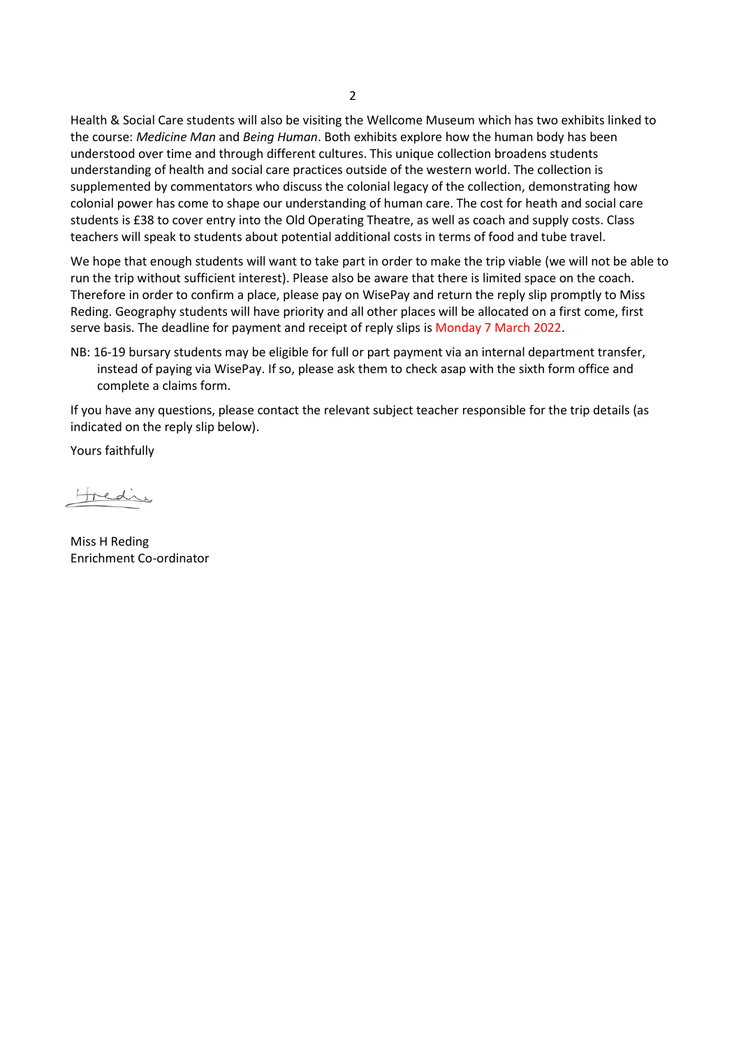Health & Social Care students will also be visiting the Wellcome Museum which has two exhibits linked to the course: *Medicine Man* and *Being Human*. Both exhibits explore how the human body has been understood over time and through different cultures. This unique collection broadens students understanding of health and social care practices outside of the western world. The collection is supplemented by commentators who discuss the colonial legacy of the collection, demonstrating how colonial power has come to shape our understanding of human care. The cost for heath and social care students is £38 to cover entry into the Old Operating Theatre, as well as coach and supply costs. Class teachers will speak to students about potential additional costs in terms of food and tube travel.

We hope that enough students will want to take part in order to make the trip viable (we will not be able to run the trip without sufficient interest). Please also be aware that there is limited space on the coach. Therefore in order to confirm a place, please pay on WisePay and return the reply slip promptly to Miss Reding. Geography students will have priority and all other places will be allocated on a first come, first serve basis. The deadline for payment and receipt of reply slips is Monday 7 March 2022.

NB: 16-19 bursary students may be eligible for full or part payment via an internal department transfer, instead of paying via WisePay. If so, please ask them to check asap with the sixth form office and complete a claims form.

If you have any questions, please contact the relevant subject teacher responsible for the trip details (as indicated on the reply slip below).

Yours faithfully

HReding

Miss H Reding
Enrichment Co-ordinator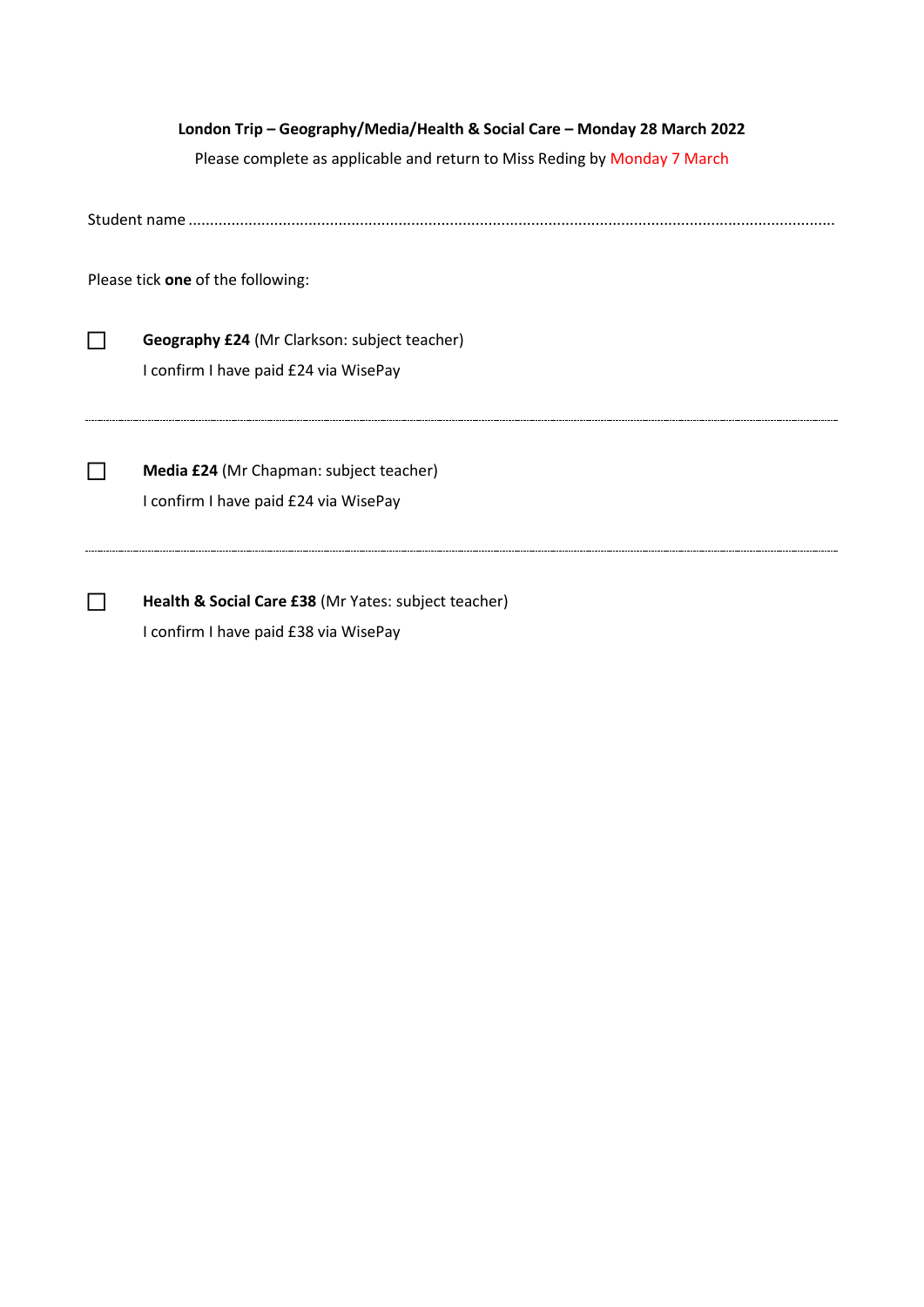**London Trip – Geography/Media/Health & Social Care – Monday 28 March 2022**

Please complete as applicable and return to Miss Reding by Monday 7 March

Student name ......................................................................................................................................................

Please tick **one** of the following:

☐ **Geography £24** (Mr Clarkson: subject teacher)

I confirm I have paid £24 via WisePay

---

☐ **Media £24** (Mr Chapman: subject teacher)

I confirm I have paid £24 via WisePay

---

☐ **Health & Social Care £38** (Mr Yates: subject teacher)

I confirm I have paid £38 via WisePay